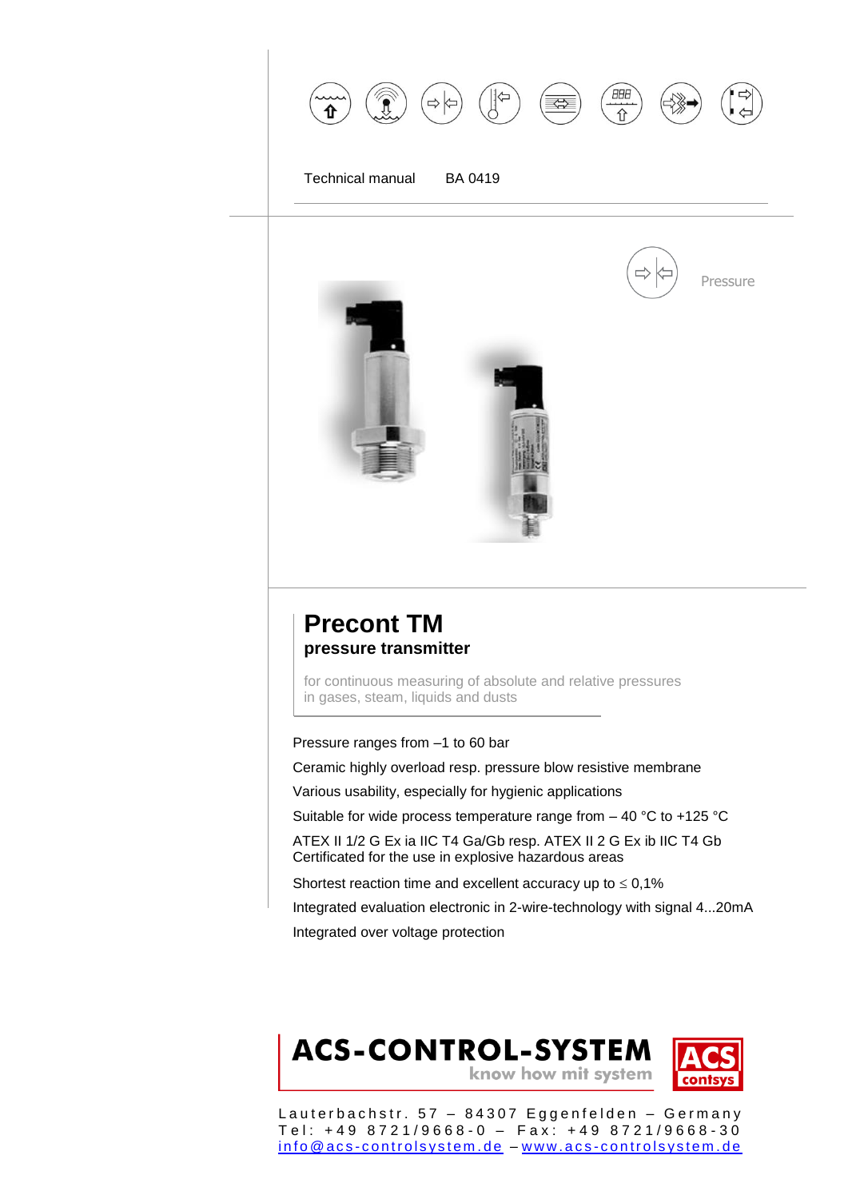Technical manual BA 0419

Pressure

# Precont TM
## pressure transmitter

for continuous measuring of absolute and relative pressures
in gases, steam, liquids and dusts

Pressure ranges from –1 to 60 bar

Ceramic highly overload resp. pressure blow resistive membrane

Various usability, especially for hygienic applications

Suitable for wide process temperature range from – 40 °C to +125 °C

ATEX II 1/2 G Ex ia IIC T4 Ga/Gb resp. ATEX II 2 G Ex ib IIC T4 Gb
Certificated for the use in explosive hazardous areas

Shortest reaction time and excellent accuracy up to ≤ 0,1%

Integrated evaluation electronic in 2-wire-technology with signal 4...20mA

Integrated over voltage protection

**ACS-CONTROL-SYSTEM**
know how mit system

ACS contsys

Lauterbachstr. 57 – 84307 Eggenfelden – Germany
Tel: +49 8721/9668-0 – Fax: +49 8721/9668-30
info@acs-controlsystem.de – www.acs-controlsystem.de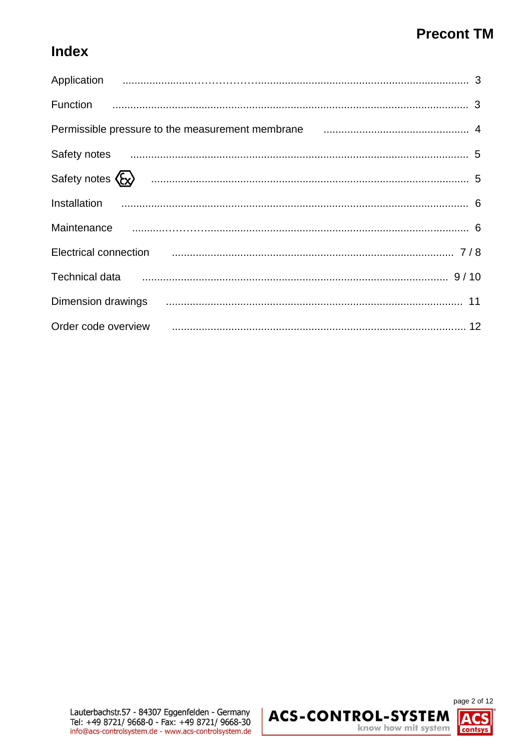# Index

| | |
|---|---|
| Application | 3 |
| Function | 3 |
| Permissible pressure to the measurement membrane | 4 |
| Safety notes | 5 |
| Safety notes Ex | 5 |
| Installation | 6 |
| Maintenance | 6 |
| Electrical connection | 7 / 8 |
| Technical data | 9 / 10 |
| Dimension drawings | 11 |
| Order code overview | 12 |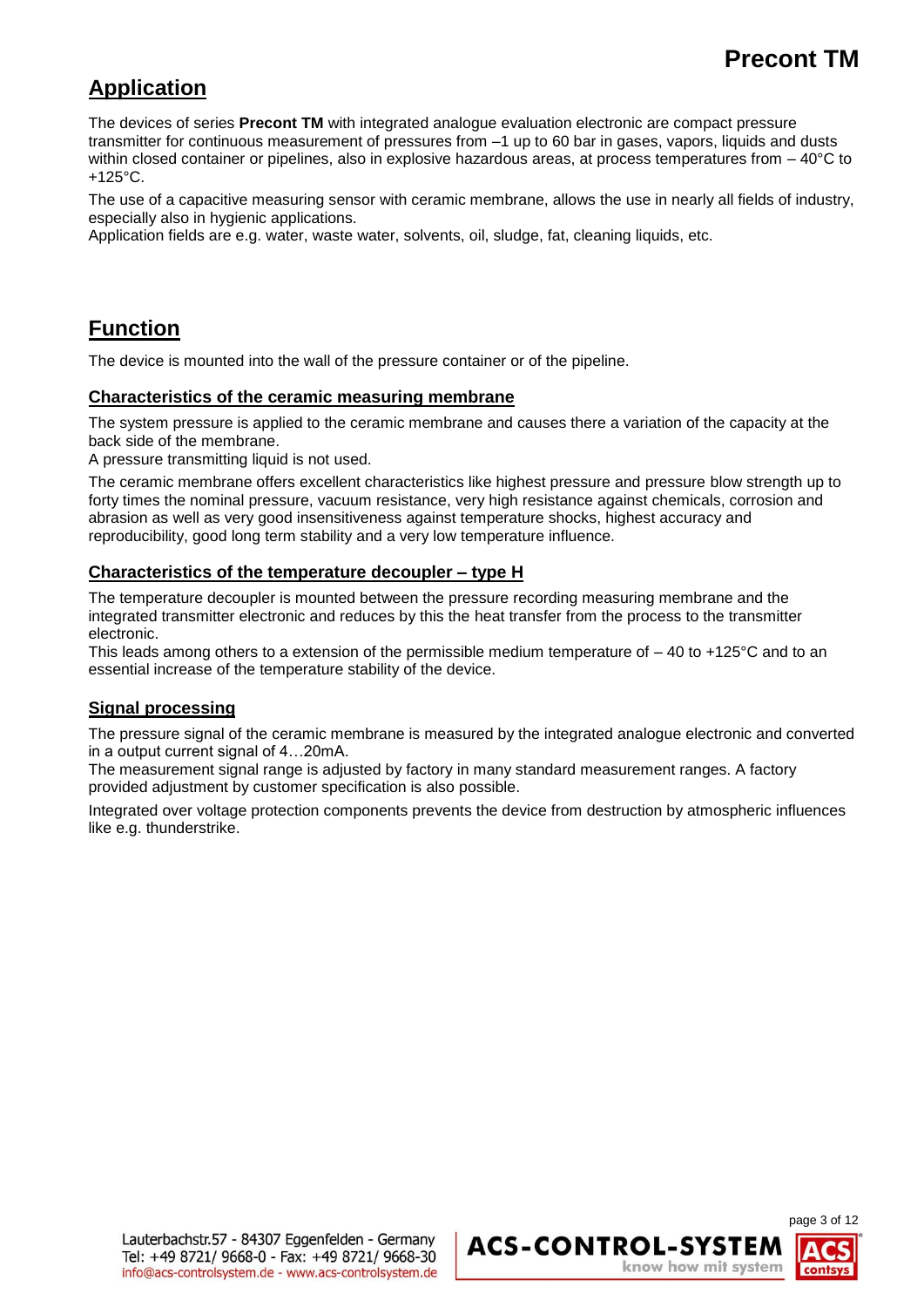## Application

The devices of series **Precont TM** with integrated analogue evaluation electronic are compact pressure transmitter for continuous measurement of pressures from –1 up to 60 bar in gases, vapors, liquids and dusts within closed container or pipelines, also in explosive hazardous areas, at process temperatures from – 40°C to +125°C.

The use of a capacitive measuring sensor with ceramic membrane, allows the use in nearly all fields of industry, especially also in hygienic applications.
Application fields are e.g. water, waste water, solvents, oil, sludge, fat, cleaning liquids, etc.

## Function

The device is mounted into the wall of the pressure container or of the pipeline.

### Characteristics of the ceramic measuring membrane

The system pressure is applied to the ceramic membrane and causes there a variation of the capacity at the back side of the membrane.
A pressure transmitting liquid is not used.

The ceramic membrane offers excellent characteristics like highest pressure and pressure blow strength up to forty times the nominal pressure, vacuum resistance, very high resistance against chemicals, corrosion and abrasion as well as very good insensitiveness against temperature shocks, highest accuracy and reproducibility, good long term stability and a very low temperature influence.

### Characteristics of the temperature decoupler – type H

The temperature decoupler is mounted between the pressure recording measuring membrane and the integrated transmitter electronic and reduces by this the heat transfer from the process to the transmitter electronic.
This leads among others to a extension of the permissible medium temperature of – 40 to +125°C and to an essential increase of the temperature stability of the device.

### Signal processing

The pressure signal of the ceramic membrane is measured by the integrated analogue electronic and converted in a output current signal of 4…20mA.
The measurement signal range is adjusted by factory in many standard measurement ranges. A factory provided adjustment by customer specification is also possible.

Integrated over voltage protection components prevents the device from destruction by atmospheric influences like e.g. thunderstrike.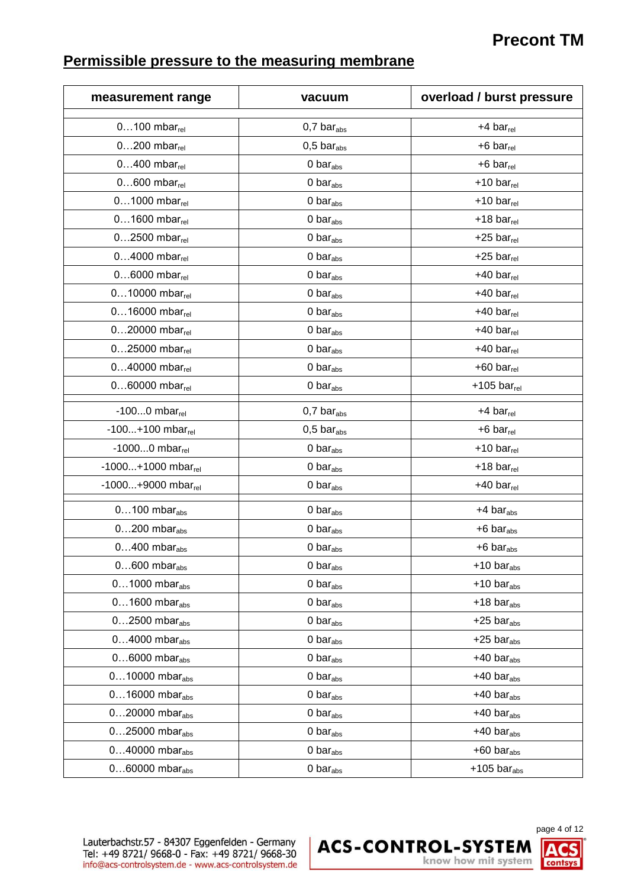## Permissible pressure to the measuring membrane

| measurement range | vacuum | overload / burst pressure |
|---|---|---|
| | | |
| 0…100 $mbar_{rel}$ | 0,7 $bar_{abs}$ | +4 $bar_{rel}$ |
| 0…200 $mbar_{rel}$ | 0,5 $bar_{abs}$ | +6 $bar_{rel}$ |
| 0…400 $mbar_{rel}$ | 0 $bar_{abs}$ | +6 $bar_{rel}$ |
| 0…600 $mbar_{rel}$ | 0 $bar_{abs}$ | +10 $bar_{rel}$ |
| 0…1000 $mbar_{rel}$ | 0 $bar_{abs}$ | +10 $bar_{rel}$ |
| 0…1600 $mbar_{rel}$ | 0 $bar_{abs}$ | +18 $bar_{rel}$ |
| 0…2500 $mbar_{rel}$ | 0 $bar_{abs}$ | +25 $bar_{rel}$ |
| 0…4000 $mbar_{rel}$ | 0 $bar_{abs}$ | +25 $bar_{rel}$ |
| 0…6000 $mbar_{rel}$ | 0 $bar_{abs}$ | +40 $bar_{rel}$ |
| 0…10000 $mbar_{rel}$ | 0 $bar_{abs}$ | +40 $bar_{rel}$ |
| 0…16000 $mbar_{rel}$ | 0 $bar_{abs}$ | +40 $bar_{rel}$ |
| 0…20000 $mbar_{rel}$ | 0 $bar_{abs}$ | +40 $bar_{rel}$ |
| 0…25000 $mbar_{rel}$ | 0 $bar_{abs}$ | +40 $bar_{rel}$ |
| 0…40000 $mbar_{rel}$ | 0 $bar_{abs}$ | +60 $bar_{rel}$ |
| 0…60000 $mbar_{rel}$ | 0 $bar_{abs}$ | +105 $bar_{rel}$ |
| | | |
| -100...0 $mbar_{rel}$ | 0,7 $bar_{abs}$ | +4 $bar_{rel}$ |
| -100...+100 $mbar_{rel}$ | 0,5 $bar_{abs}$ | +6 $bar_{rel}$ |
| -1000...0 $mbar_{rel}$ | 0 $bar_{abs}$ | +10 $bar_{rel}$ |
| -1000...+1000 $mbar_{rel}$ | 0 $bar_{abs}$ | +18 $bar_{rel}$ |
| -1000...+9000 $mbar_{rel}$ | 0 $bar_{abs}$ | +40 $bar_{rel}$ |
| | | |
| 0…100 $mbar_{abs}$ | 0 $bar_{abs}$ | +4 $bar_{abs}$ |
| 0…200 $mbar_{abs}$ | 0 $bar_{abs}$ | +6 $bar_{abs}$ |
| 0…400 $mbar_{abs}$ | 0 $bar_{abs}$ | +6 $bar_{abs}$ |
| 0…600 $mbar_{abs}$ | 0 $bar_{abs}$ | +10 $bar_{abs}$ |
| 0…1000 $mbar_{abs}$ | 0 $bar_{abs}$ | +10 $bar_{abs}$ |
| 0…1600 $mbar_{abs}$ | 0 $bar_{abs}$ | +18 $bar_{abs}$ |
| 0…2500 $mbar_{abs}$ | 0 $bar_{abs}$ | +25 $bar_{abs}$ |
| 0…4000 $mbar_{abs}$ | 0 $bar_{abs}$ | +25 $bar_{abs}$ |
| 0…6000 $mbar_{abs}$ | 0 $bar_{abs}$ | +40 $bar_{abs}$ |
| 0…10000 $mbar_{abs}$ | 0 $bar_{abs}$ | +40 $bar_{abs}$ |
| 0…16000 $mbar_{abs}$ | 0 $bar_{abs}$ | +40 $bar_{abs}$ |
| 0…20000 $mbar_{abs}$ | 0 $bar_{abs}$ | +40 $bar_{abs}$ |
| 0…25000 $mbar_{abs}$ | 0 $bar_{abs}$ | +40 $bar_{abs}$ |
| 0…40000 $mbar_{abs}$ | 0 $bar_{abs}$ | +60 $bar_{abs}$ |
| 0…60000 $mbar_{abs}$ | 0 $bar_{abs}$ | +105 $bar_{abs}$ |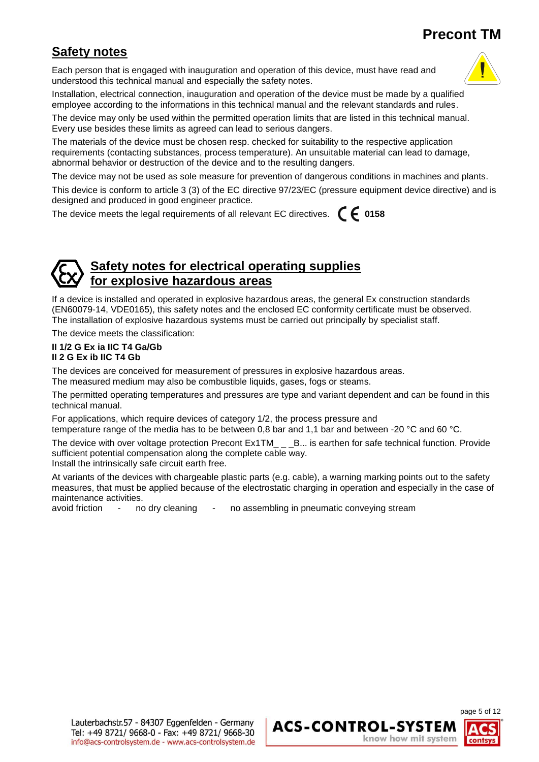## Safety notes

Each person that is engaged with inauguration and operation of this device, must have read and understood this technical manual and especially the safety notes.

Installation, electrical connection, inauguration and operation of the device must be made by a qualified employee according to the informations in this technical manual and the relevant standards and rules.

The device may only be used within the permitted operation limits that are listed in this technical manual. Every use besides these limits as agreed can lead to serious dangers.

The materials of the device must be chosen resp. checked for suitability to the respective application requirements (contacting substances, process temperature). An unsuitable material can lead to damage, abnormal behavior or destruction of the device and to the resulting dangers.

The device may not be used as sole measure for prevention of dangerous conditions in machines and plants.

This device is conform to article 3 (3) of the EC directive 97/23/EC (pressure equipment device directive) and is designed and produced in good engineer practice.

The device meets the legal requirements of all relevant EC directives. CE **0158**

## Safety notes for electrical operating supplies for explosive hazardous areas

If a device is installed and operated in explosive hazardous areas, the general Ex construction standards (EN60079-14, VDE0165), this safety notes and the enclosed EC conformity certificate must be observed. The installation of explosive hazardous systems must be carried out principally by specialist staff.

The device meets the classification:

**II 1/2 G Ex ia IIC T4 Ga/Gb**
**II 2 G Ex ib IIC T4 Gb**

The devices are conceived for measurement of pressures in explosive hazardous areas.
The measured medium may also be combustible liquids, gases, fogs or steams.

The permitted operating temperatures and pressures are type and variant dependent and can be found in this technical manual.

For applications, which require devices of category 1/2, the process pressure and temperature range of the media has to be between 0,8 bar and 1,1 bar and between -20 °C and 60 °C.

The device with over voltage protection Precont Ex1TM_ _ _B... is earthen for safe technical function. Provide sufficient potential compensation along the complete cable way.
Install the intrinsically safe circuit earth free.

At variants of the devices with chargeable plastic parts (e.g. cable), a warning marking points out to the safety measures, that must be applied because of the electrostatic charging in operation and especially in the case of maintenance activities.
avoid friction - no dry cleaning - no assembling in pneumatic conveying stream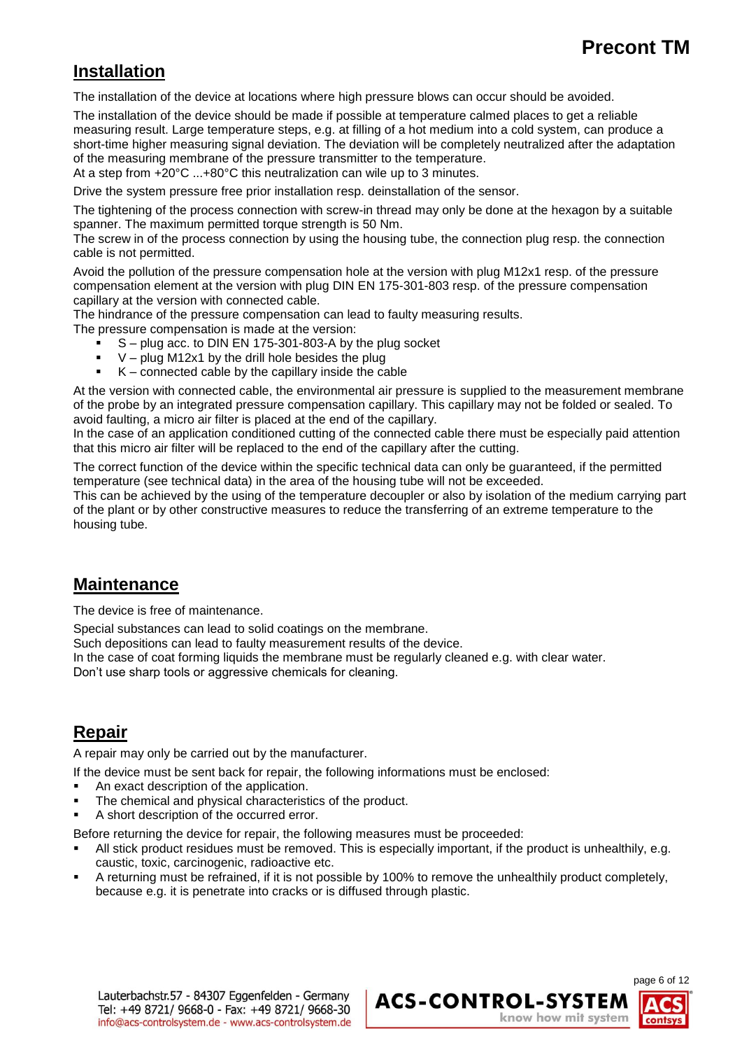## Installation

The installation of the device at locations where high pressure blows can occur should be avoided.

The installation of the device should be made if possible at temperature calmed places to get a reliable measuring result. Large temperature steps, e.g. at filling of a hot medium into a cold system, can produce a short-time higher measuring signal deviation. The deviation will be completely neutralized after the adaptation of the measuring membrane of the pressure transmitter to the temperature.
At a step from +20°C ...+80°C this neutralization can wile up to 3 minutes.

Drive the system pressure free prior installation resp. deinstallation of the sensor.

The tightening of the process connection with screw-in thread may only be done at the hexagon by a suitable spanner. The maximum permitted torque strength is 50 Nm.
The screw in of the process connection by using the housing tube, the connection plug resp. the connection cable is not permitted.

Avoid the pollution of the pressure compensation hole at the version with plug M12x1 resp. of the pressure compensation element at the version with plug DIN EN 175-301-803 resp. of the pressure compensation capillary at the version with connected cable.
The hindrance of the pressure compensation can lead to faulty measuring results.
The pressure compensation is made at the version:

- S – plug acc. to DIN EN 175-301-803-A by the plug socket
- V – plug M12x1 by the drill hole besides the plug
- K – connected cable by the capillary inside the cable

At the version with connected cable, the environmental air pressure is supplied to the measurement membrane of the probe by an integrated pressure compensation capillary. This capillary may not be folded or sealed. To avoid faulting, a micro air filter is placed at the end of the capillary.
In the case of an application conditioned cutting of the connected cable there must be especially paid attention that this micro air filter will be replaced to the end of the capillary after the cutting.

The correct function of the device within the specific technical data can only be guaranteed, if the permitted temperature (see technical data) in the area of the housing tube will not be exceeded.
This can be achieved by the using of the temperature decoupler or also by isolation of the medium carrying part of the plant or by other constructive measures to reduce the transferring of an extreme temperature to the housing tube.

## Maintenance

The device is free of maintenance.

Special substances can lead to solid coatings on the membrane.
Such depositions can lead to faulty measurement results of the device.
In the case of coat forming liquids the membrane must be regularly cleaned e.g. with clear water.
Don't use sharp tools or aggressive chemicals for cleaning.

## Repair

A repair may only be carried out by the manufacturer.

If the device must be sent back for repair, the following informations must be enclosed:

- An exact description of the application.
- The chemical and physical characteristics of the product.
- A short description of the occurred error.

Before returning the device for repair, the following measures must be proceeded:

- All stick product residues must be removed. This is especially important, if the product is unhealthily, e.g. caustic, toxic, carcinogenic, radioactive etc.
- A returning must be refrained, if it is not possible by 100% to remove the unhealthily product completely, because e.g. it is penetrate into cracks or is diffused through plastic.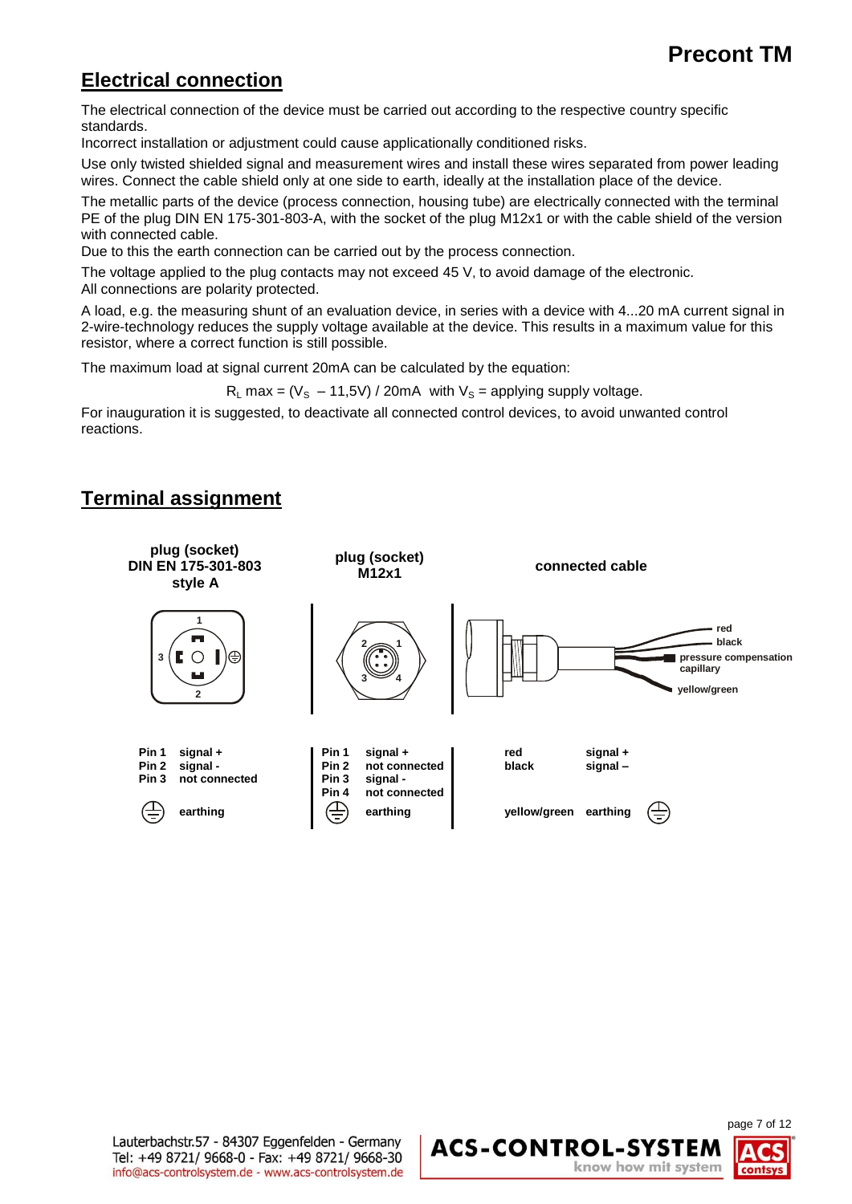## Electrical connection

The electrical connection of the device must be carried out according to the respective country specific standards.
Incorrect installation or adjustment could cause applicationally conditioned risks.

Use only twisted shielded signal and measurement wires and install these wires separated from power leading wires. Connect the cable shield only at one side to earth, ideally at the installation place of the device.

The metallic parts of the device (process connection, housing tube) are electrically connected with the terminal PE of the plug DIN EN 175-301-803-A, with the socket of the plug M12x1 or with the cable shield of the version with connected cable.
Due to this the earth connection can be carried out by the process connection.

The voltage applied to the plug contacts may not exceed 45 V, to avoid damage of the electronic.
All connections are polarity protected.

A load, e.g. the measuring shunt of an evaluation device, in series with a device with 4...20 mA current signal in 2-wire-technology reduces the supply voltage available at the device. This results in a maximum value for this resistor, where a correct function is still possible.

The maximum load at signal current 20mA can be calculated by the equation:

$$R_L \text{ max} = (V_S - 11{,}5V) / 20mA \quad \text{with } V_S = \text{applying supply voltage.}$$

For inauguration it is suggested, to deactivate all connected control devices, to avoid unwanted control reactions.

## Terminal assignment

| plug (socket) DIN EN 175-301-803 style A | | plug (socket) M12x1 | | connected cable | |
|---|---|---|---|---|---|
| Pin 1 | signal + | Pin 1 | signal + | red | signal + |
| Pin 2 | signal - | Pin 2 | not connected | black | signal – |
| Pin 3 | not connected | Pin 3 | signal - | | |
| | | Pin 4 | not connected | | |
| ⏚ | earthing | ⏚ | earthing | yellow/green | earthing ⏚ |

Connected cable: red, black, pressure compensation capillary, yellow/green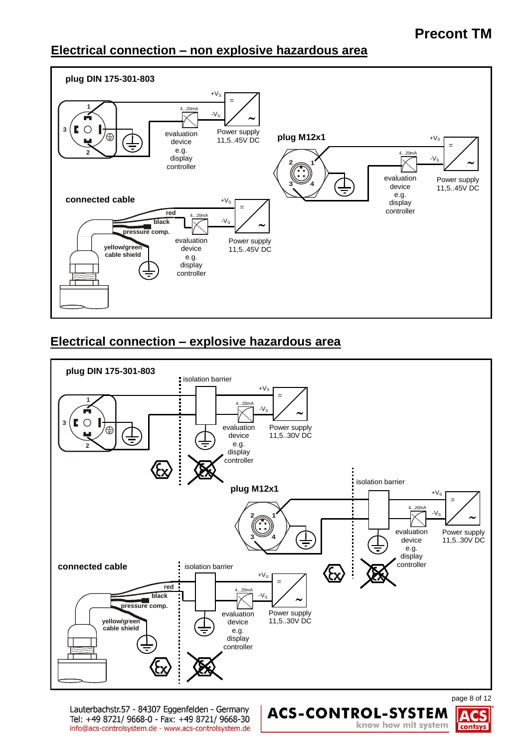## Electrical connection – non explosive hazardous area

**plug DIN 175-301-803**

1
3
2

+$V_S$

4...20mA

-$V_S$

=

~

evaluation device e.g. display controller

Power supply 11,5..45V DC

**plug M12x1**

2 1
3 4

+$V_S$

4...20mA

-$V_S$

=

~

evaluation device e.g. display controller

Power supply 11,5..45V DC

**connected cable**

**red**

**black**

**pressure comp.**

**yellow/green**

**cable shield**

+$V_S$

4...20mA

-$V_S$

=

~

evaluation device e.g. display controller

Power supply 11,5..45V DC

## Electrical connection – explosive hazardous area

**plug DIN 175-301-803**

isolation barrier

1
3
2

+$V_S$

4...20mA

-$V_S$

=

~

evaluation device e.g. display controller

Power supply 11,5..30V DC

**plug M12x1**

isolation barrier

2 1
3 4

+$V_S$

4...20mA

-$V_S$

=

~

evaluation device e.g. display controller

Power supply 11,5..30V DC

**connected cable**

isolation barrier

**red**

**black**

**pressure comp.**

**yellow/green**

**cable shield**

+$V_S$

4...20mA

-$V_S$

=

~

evaluation device e.g. display controller

Power supply 11,5..30V DC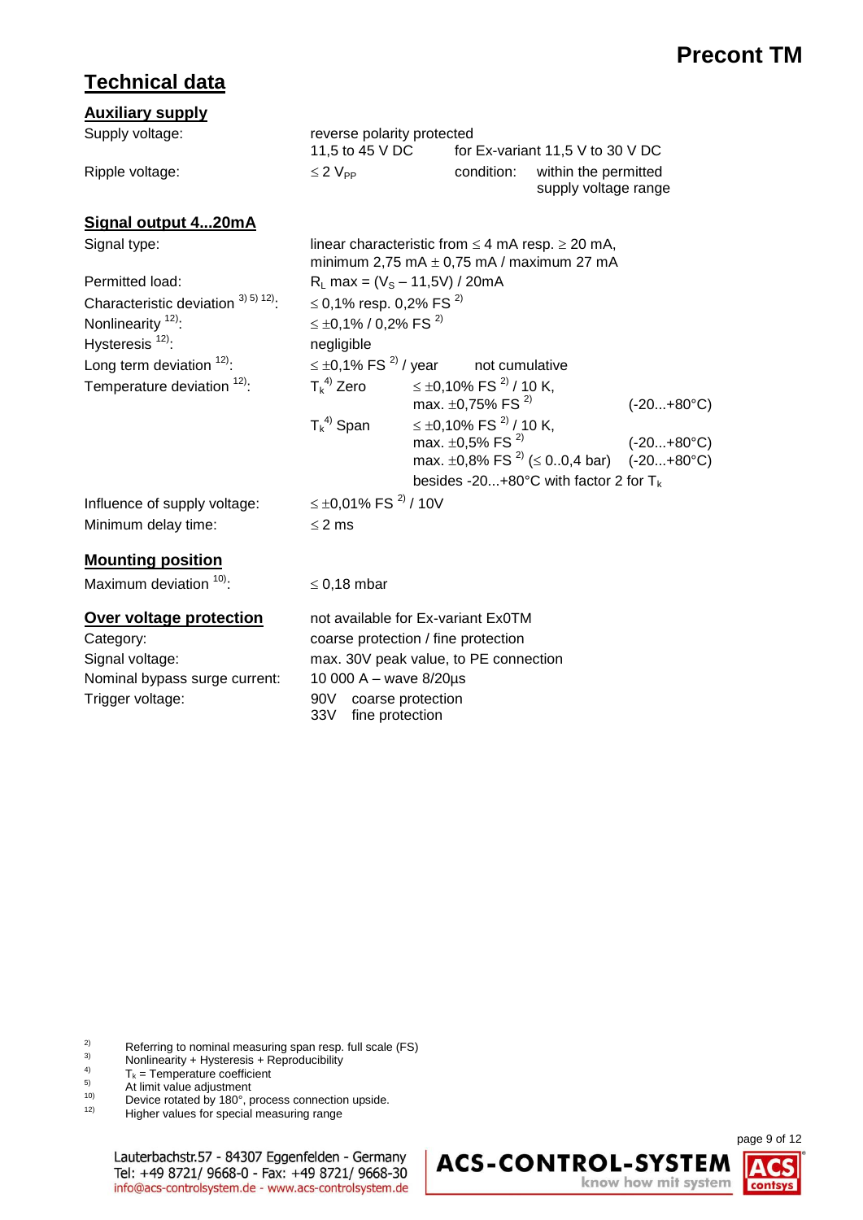# Technical data

## Auxiliary supply

| | | | |
|---|---|---|---|
| Supply voltage: | reverse polarity protected | | |
| | 11,5 to 45 V DC | for Ex-variant 11,5 V to 30 V DC | |
| Ripple voltage: | ≤ 2 $V_{PP}$ | condition: | within the permitted supply voltage range |

## Signal output 4...20mA

| | | | |
|---|---|---|---|
| Signal type: | linear characteristic from ≤ 4 mA resp. ≥ 20 mA, minimum 2,75 mA ± 0,75 mA / maximum 27 mA | | |
| Permitted load: | $R_L$ max = ($V_S$ – 11,5V) / 20mA | | |
| Characteristic deviation [3) 5) 12)]: | ≤ 0,1% resp. 0,2% FS [2)] | | |
| Nonlinearity [12)]: | ≤ ±0,1% / 0,2% FS [2)] | | |
| Hysteresis [12)]: | negligible | | |
| Long term deviation [12)]: | ≤ ±0,1% FS [2)] / year not cumulative | | |
| Temperature deviation [12)]: | $T_k$[4)] Zero | ≤ ±0,10% FS [2)] / 10 K, | |
| | | max. ±0,75% FS [2)] | (-20...+80°C) |
| | $T_k$[4)] Span | ≤ ±0,10% FS [2)] / 10 K, | |
| | | max. ±0,5% FS [2)] | (-20...+80°C) |
| | | max. ±0,8% FS [2)] (≤ 0..0,4 bar) | (-20...+80°C) |
| | | besides -20...+80°C with factor 2 for $T_k$ | |
| Influence of supply voltage: | ≤ ±0,01% FS [2)] / 10V | | |
| Minimum delay time: | ≤ 2 ms | | |

## Mounting position

| | |
|---|---|
| Maximum deviation [10)]: | ≤ 0,18 mbar |

## Over voltage protection

| | |
|---|---|
| | not available for Ex-variant Ex0TM |
| Category: | coarse protection / fine protection |
| Signal voltage: | max. 30V peak value, to PE connection |
| Nominal bypass surge current: | 10 000 A – wave 8/20µs |
| Trigger voltage: | 90V coarse protection |
| | 33V fine protection |

2) Referring to nominal measuring span resp. full scale (FS)
3) Nonlinearity + Hysteresis + Reproducibility
4) $T_k$ = Temperature coefficient
5) At limit value adjustment
10) Device rotated by 180°, process connection upside.
12) Higher values for special measuring range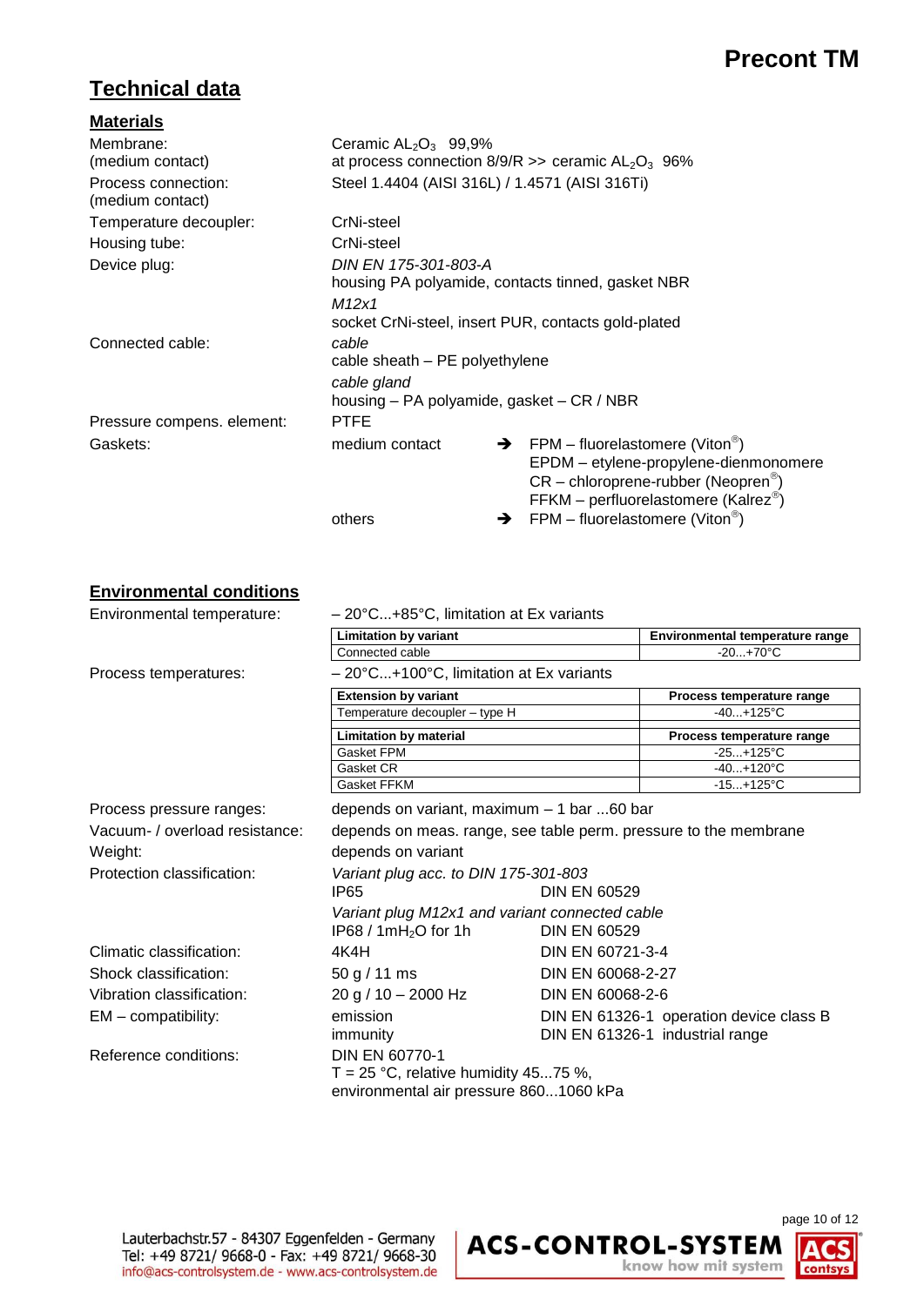# Technical data

## Materials

| | |
|---|---|
| Membrane: (medium contact) | Ceramic $AL_2O_3$ 99,9% at process connection 8/9/R >> ceramic $AL_2O_3$ 96% |
| Process connection: (medium contact) | Steel 1.4404 (AISI 316L) / 1.4571 (AISI 316Ti) |
| Temperature decoupler: | CrNi-steel |
| Housing tube: | CrNi-steel |
| Device plug: | *DIN EN 175-301-803-A* housing PA polyamide, contacts tinned, gasket NBR *M12x1* socket CrNi-steel, insert PUR, contacts gold-plated |
| Connected cable: | *cable* cable sheath – PE polyethylene *cable gland* housing – PA polyamide, gasket – CR / NBR |
| Pressure compens. element: | PTFE |
| Gaskets: | medium contact ➔ FPM – fluorelastomere (Viton®) EPDM – etylene-propylene-dienmonomere CR – chloroprene-rubber (Neopren®) FFKM – perfluorelastomere (Kalrez®) others ➔ FPM – fluorelastomere (Viton®) |

## Environmental conditions

Environmental temperature: – 20°C...+85°C, limitation at Ex variants

| Limitation by variant | Environmental temperature range |
|---|---|
| Connected cable | -20...+70°C |

Process temperatures: – 20°C...+100°C, limitation at Ex variants

| Extension by variant | Process temperature range |
|---|---|
| Temperature decoupler – type H | -40...+125°C |
| **Limitation by material** | **Process temperature range** |
| Gasket FPM | -25...+125°C |
| Gasket CR | -40...+120°C |
| Gasket FFKM | -15...+125°C |

| | | |
|---|---|---|
| Process pressure ranges: | depends on variant, maximum – 1 bar ...60 bar | |
| Vacuum- / overload resistance: | depends on meas. range, see table perm. pressure to the membrane | |
| Weight: | depends on variant | |
| Protection classification: | *Variant plug acc. to DIN 175-301-803* | |
| | IP65 | DIN EN 60529 |
| | *Variant plug M12x1 and variant connected cable* | |
| | IP68 / 1m$H_2O$ for 1h | DIN EN 60529 |
| Climatic classification: | 4K4H | DIN EN 60721-3-4 |
| Shock classification: | 50 g / 11 ms | DIN EN 60068-2-27 |
| Vibration classification: | 20 g / 10 – 2000 Hz | DIN EN 60068-2-6 |
| EM – compatibility: | emission | DIN EN 61326-1 operation device class B |
| | immunity | DIN EN 61326-1 industrial range |
| Reference conditions: | DIN EN 60770-1 T = 25 °C, relative humidity 45...75 %, environmental air pressure 860...1060 kPa | |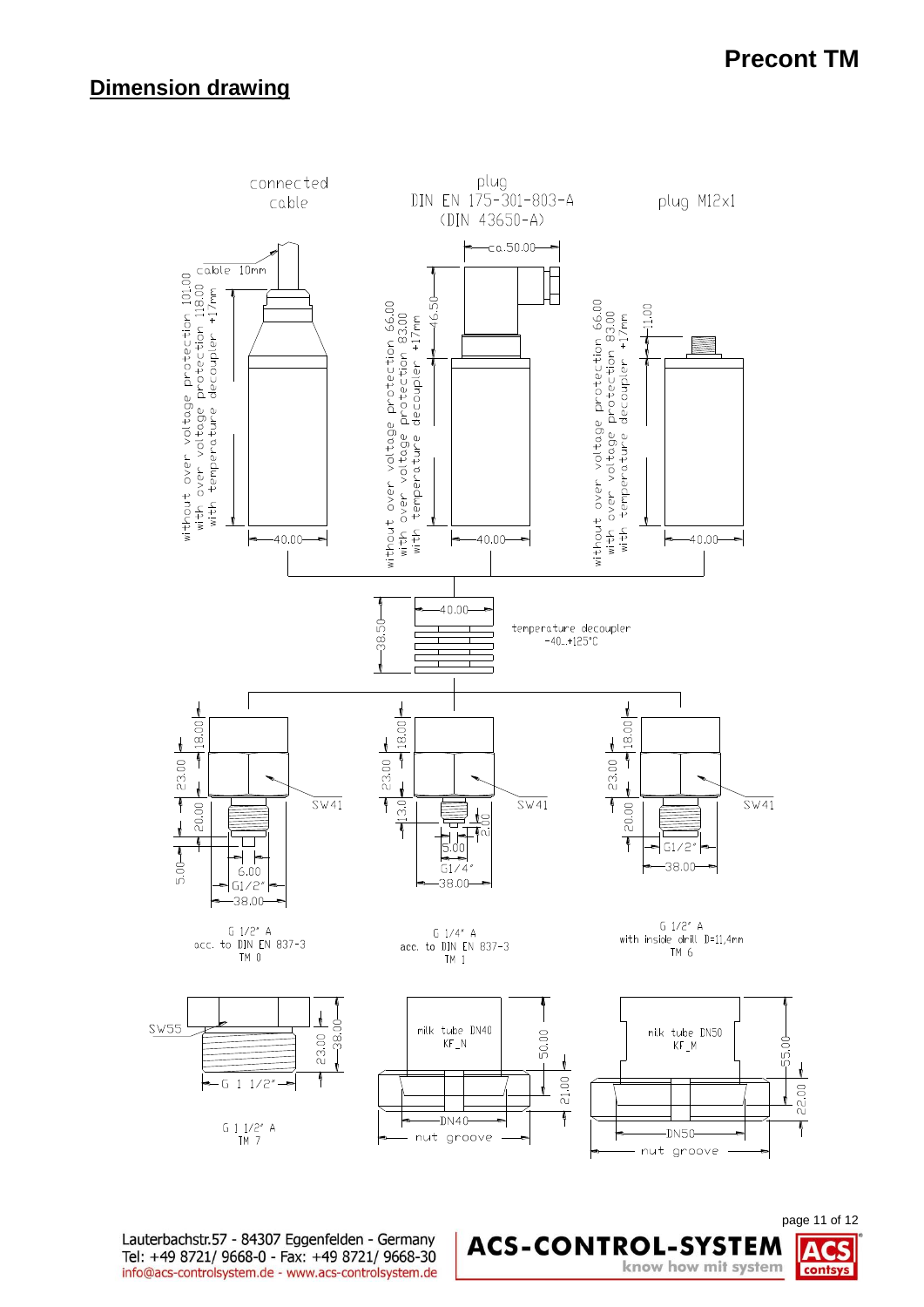## Dimension drawing

connected cable

cable 10mm

without over voltage protection 101.00
with over voltage protection 118.00
with temperature decoupler +17mm

40.00

plug DIN EN 175-301-803-A (DIN 43650-A)

ca.50.00

46.50

without over voltage protection 66.00
with over voltage protection 83.00
with temperature decoupler +17mm

40.00

plug M12x1

11.00

without over voltage protection 66.00
with over voltage protection 83.00
with temperature decoupler +17mm

40.00

40.00

38.50

temperature decoupler
-40...+125°C

18.00

23.00

20.00

5.00

SW41

6.00

G1/2"

38.00

G 1/2" A
acc. to DIN EN 837-3
TM 0

18.00

23.00

13.0

SW41

2.00

5.00

G1/4"

38.00

G 1/4" A
acc. to DIN EN 837-3
TM 1

18.00

23.00

20.00

SW41

G1/2"

38.00

G 1/2" A
with inside drill D=11,4mm
TM 6

SW55

23.00

38.00

G 1 1/2"

G 1 1/2" A
TM 7

milk tube DN40
KF_N

50.00

21.00

DN40

nut groove

milk tube DN50
KF_M

55.00

22.00

DN50

nut groove

Lauterbachstr.57 - 84307 Eggenfelden - Germany
Tel: +49 8721/ 9668-0 - Fax: +49 8721/ 9668-30
info@acs-controlsystem.de - www.acs-controlsystem.de

ACS-CONTROL-SYSTEM know how mit system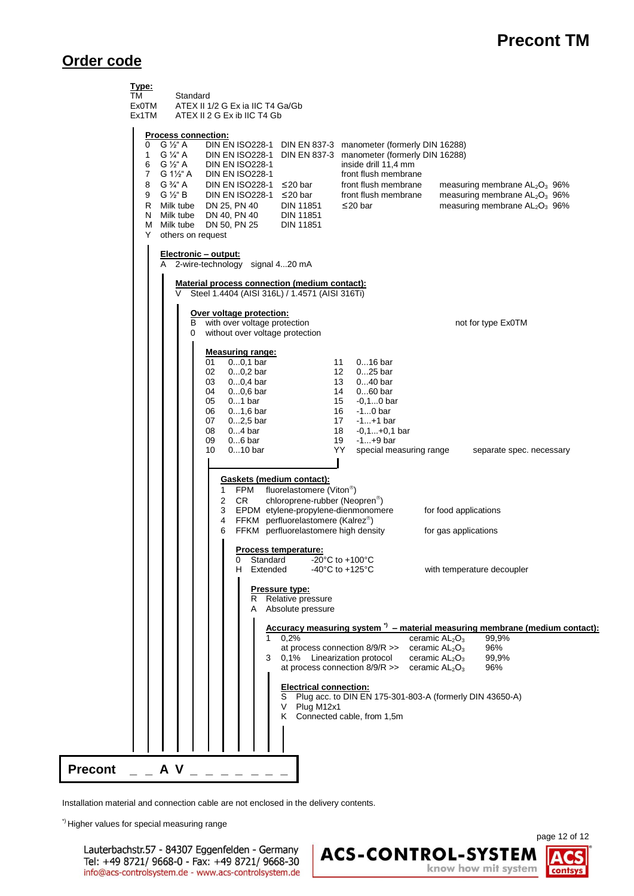# Precont TM

## Order code

**Type:**

| | |
|---|---|
| TM | Standard |
| Ex0TM | ATEX II 1/2 G Ex ia IIC T4 Ga/Gb |
| Ex1TM | ATEX II 2 G Ex ib IIC T4 Gb |

**Process connection:**

| | | | | | |
|---|---|---|---|---|---|
| 0 | G ½" A | DIN EN ISO228-1 | DIN EN 837-3 | manometer (formerly DIN 16288) | |
| 1 | G ¼" A | DIN EN ISO228-1 | DIN EN 837-3 | manometer (formerly DIN 16288) | |
| 6 | G ½" A | DIN EN ISO228-1 | | inside drill 11,4 mm | |
| 7 | G 1½" A | DIN EN ISO228-1 | | front flush membrane | |
| 8 | G ¾" A | DIN EN ISO228-1 | ≤20 bar | front flush membrane | measuring membrane $AL_2O_3$ 96% |
| 9 | G ½" B | DIN EN ISO228-1 | ≤20 bar | front flush membrane | measuring membrane $AL_2O_3$ 96% |
| R | Milk tube | DN 25, PN 40 | DIN 11851 | ≤20 bar | measuring membrane $AL_2O_3$ 96% |
| N | Milk tube | DN 40, PN 40 | DIN 11851 | | |
| M | Milk tube | DN 50, PN 25 | DIN 11851 | | |
| Y | others on request | | | | |

**Electronic – output:**

A 2-wire-technology signal 4...20 mA

**Material process connection (medium contact):**

V Steel 1.4404 (AISI 316L) / 1.4571 (AISI 316Ti)

**Over voltage protection:**

| | | |
|---|---|---|
| B | with over voltage protection | not for type Ex0TM |
| 0 | without over voltage protection | |

**Measuring range:**

| | | | | |
|---|---|---|---|---|
| 01 | 0...0,1 bar | 11 | 0...16 bar | |
| 02 | 0...0,2 bar | 12 | 0...25 bar | |
| 03 | 0...0,4 bar | 13 | 0...40 bar | |
| 04 | 0...0,6 bar | 14 | 0...60 bar | |
| 05 | 0...1 bar | 15 | -0,1...0 bar | |
| 06 | 0...1,6 bar | 16 | -1...0 bar | |
| 07 | 0...2,5 bar | 17 | -1...+1 bar | |
| 08 | 0...4 bar | 18 | -0,1...+0,1 bar | |
| 09 | 0...6 bar | 19 | -1...+9 bar | |
| 10 | 0...10 bar | YY | special measuring range | separate spec. necessary |

**Gaskets (medium contact):**

| | | | |
|---|---|---|---|
| 1 | FPM | fluorelastomere (Viton®) | |
| 2 | CR | chloroprene-rubber (Neopren®) | |
| 3 | EPDM | etylene-propylene-dienmonomere | for food applications |
| 4 | FFKM | perfluorelastomere (Kalrez®) | |
| 6 | FFKM | perfluorelastomere high density | for gas applications |

**Process temperature:**

| | | | |
|---|---|---|---|
| 0 | Standard | -20°C to +100°C | |
| H | Extended | -40°C to +125°C | with temperature decoupler |

**Pressure type:**

R Relative pressure
A Absolute pressure

**Accuracy measuring system [*] – material measuring membrane (medium contact):**

| | | | |
|---|---|---|---|
| 1 | 0,2% | ceramic $AL_2O_3$ | 99,9% |
| | at process connection 8/9/R >> | ceramic $AL_2O_3$ | 96% |
| 3 | 0,1% Linearization protocol | ceramic $AL_2O_3$ | 99,9% |
| | at process connection 8/9/R >> | ceramic $AL_2O_3$ | 96% |

**Electrical connection:**

S Plug acc. to DIN EN 175-301-803-A (formerly DIN 43650-A)
V Plug M12x1
K Connected cable, from 1,5m

**Precont _ _ A V _ _ _ _ _ _ _ _**

Installation material and connection cable are not enclosed in the delivery contents.

[*] Higher values for special measuring range

Lauterbachstr.57 - 84307 Eggenfelden - Germany
Tel: +49 8721/ 9668-0 - Fax: +49 8721/ 9668-30
info@acs-controlsystem.de - www.acs-controlsystem.de

ACS-CONTROL-SYSTEM know how mit system